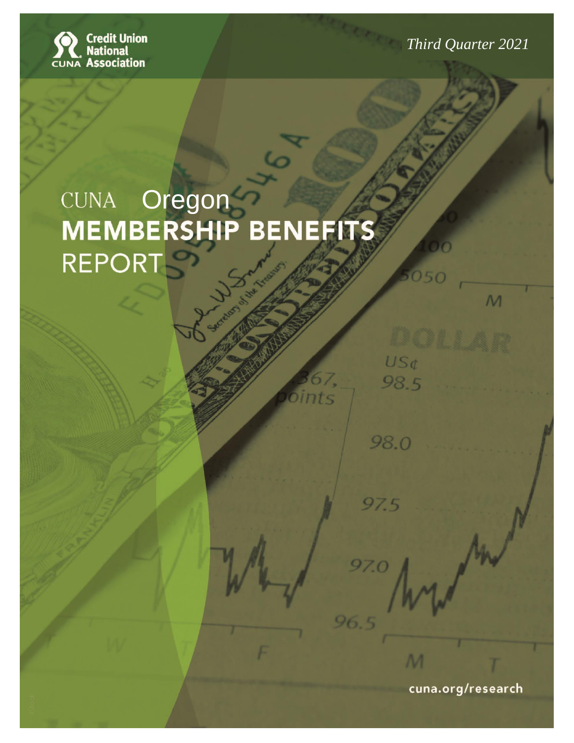Credit Union National Association

*Third Quarter 2021*

# CUNA Oregon MEMBERSHIP BENEFITS REPORT

cuna.org/research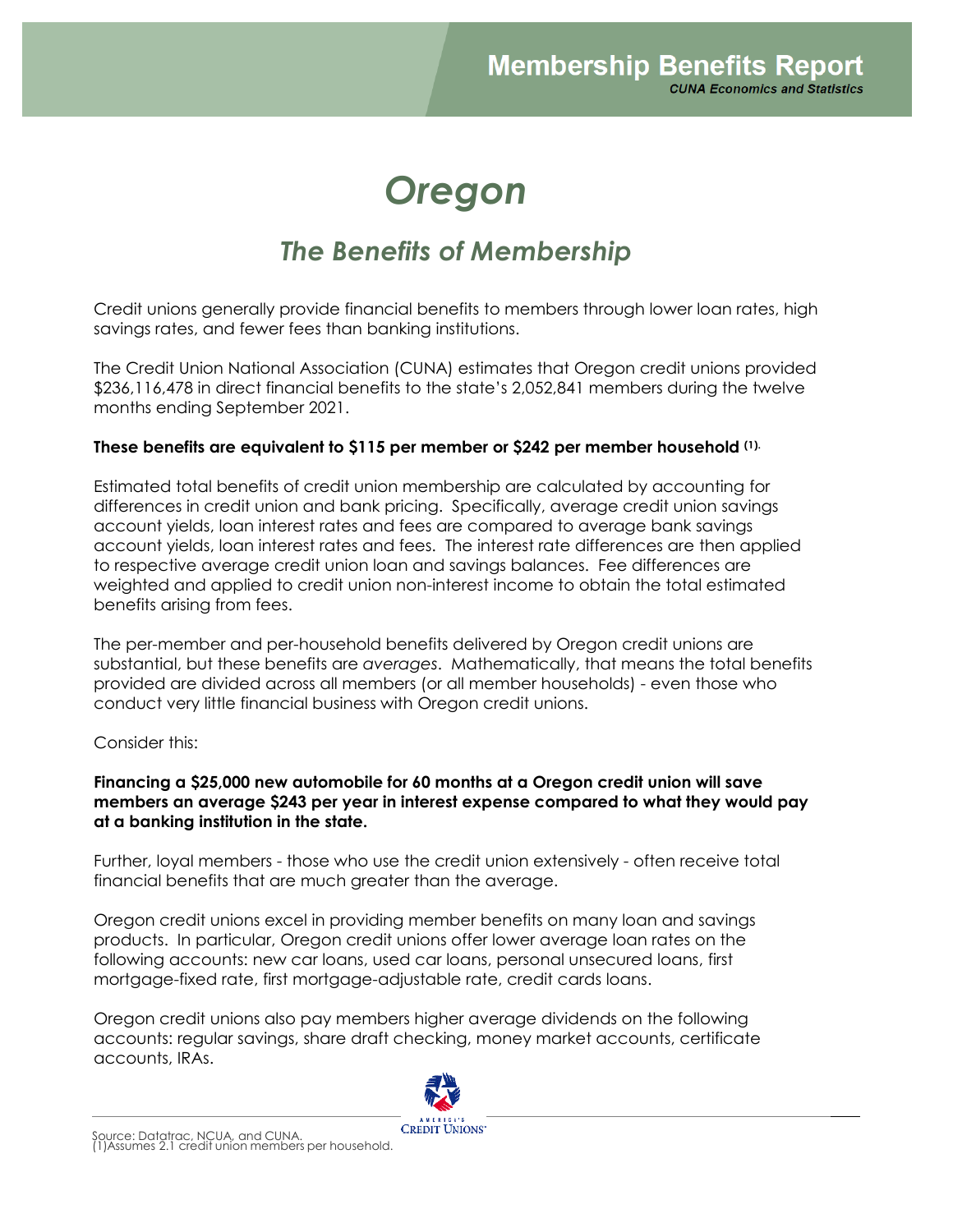# Oregon

## The Benefits of Membership

Credit unions generally provide financial benefits to members through lower loan rates, high savings rates, and fewer fees than banking institutions.

The Credit Union National Association (CUNA) estimates that Oregon credit unions provided \$236,116,478 in direct financial benefits to the state's 2,052,841 members during the twelve months ending September 2021.

**These benefits are equivalent to \$115 per member or \$242 per member household (1).**

Estimated total benefits of credit union membership are calculated by accounting for differences in credit union and bank pricing. Specifically, average credit union savings account yields, loan interest rates and fees are compared to average bank savings account yields, loan interest rates and fees. The interest rate differences are then applied to respective average credit union loan and savings balances. Fee differences are weighted and applied to credit union non-interest income to obtain the total estimated benefits arising from fees.

The per-member and per-household benefits delivered by Oregon credit unions are substantial, but these benefits are *averages*. Mathematically, that means the total benefits provided are divided across all members (or all member households) - even those who conduct very little financial business with Oregon credit unions.

Consider this:

**Financing a \$25,000 new automobile for 60 months at a Oregon credit union will save members an average \$243 per year in interest expense compared to what they would pay at a banking institution in the state.**

Further, loyal members - those who use the credit union extensively - often receive total financial benefits that are much greater than the average.

Oregon credit unions excel in providing member benefits on many loan and savings products. In particular, Oregon credit unions offer lower average loan rates on the following accounts: new car loans, used car loans, personal unsecured loans, first mortgage-fixed rate, first mortgage-adjustable rate, credit cards loans.

Oregon credit unions also pay members higher average dividends on the following accounts: regular savings, share draft checking, money market accounts, certificate accounts, IRAs.

Source: Datatrac, NCUA, and CUNA.
(1)Assumes 2.1 credit union members per household.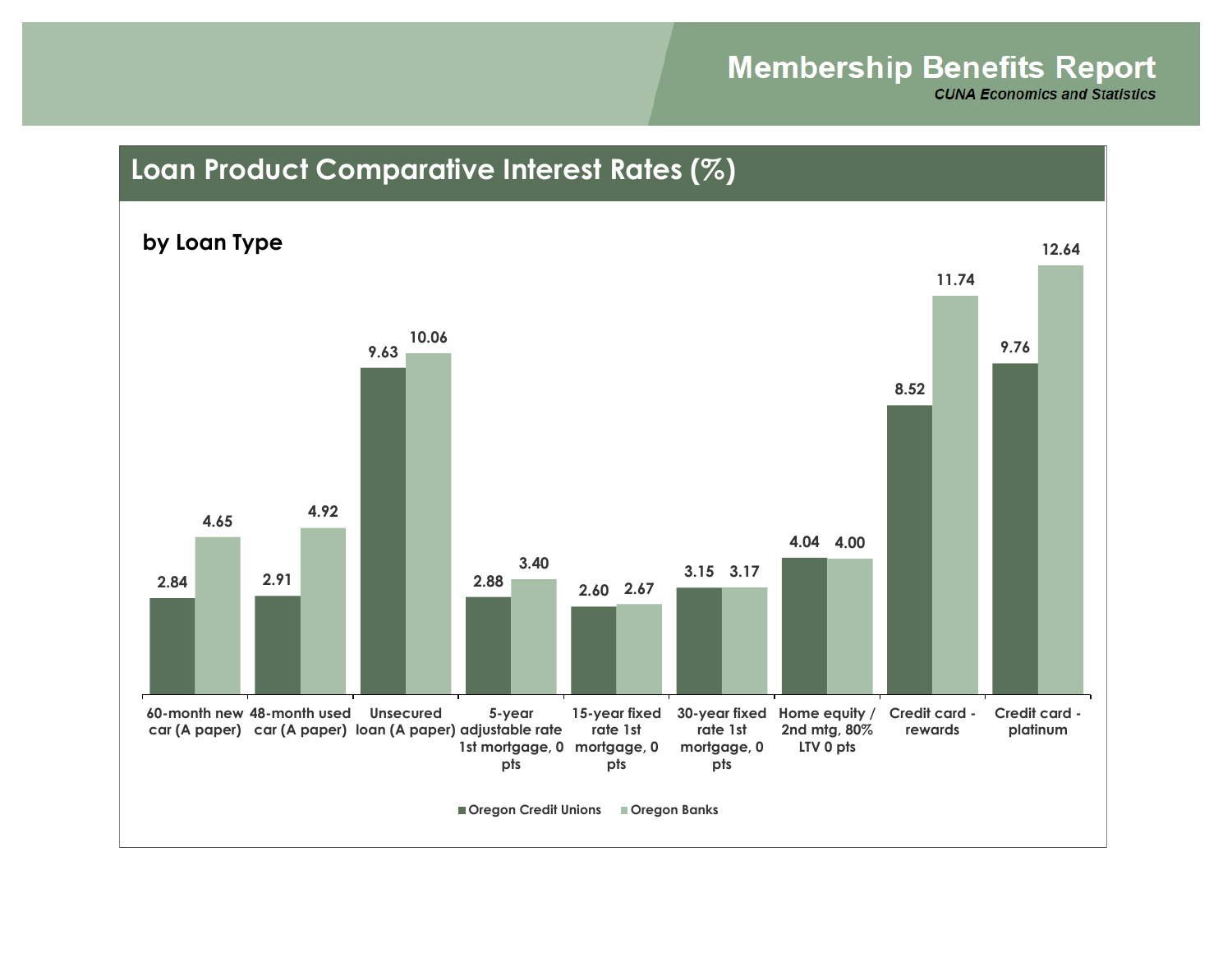# Membership Benefits Report

*CUNA Economics and Statistics*

## Loan Product Comparative Interest Rates (%)

### by Loan Type

| Loan Type | Oregon Credit Unions | Oregon Banks |
|---|---|---|
| 60-month new car (A paper) | 2.84 | 4.65 |
| 48-month used car (A paper) | 2.91 | 4.92 |
| Unsecured loan (A paper) | 9.63 | 10.06 |
| 5-year adjustable rate 1st mortgage, 0 pts | 2.88 | 3.40 |
| 15-year fixed rate 1st mortgage, 0 pts | 2.60 | 2.67 |
| 30-year fixed rate 1st mortgage, 0 pts | 3.15 | 3.17 |
| Home equity / 2nd mtg, 80% LTV 0 pts | 4.04 | 4.00 |
| Credit card - rewards | 8.52 | 11.74 |
| Credit card - platinum | 9.76 | 12.64 |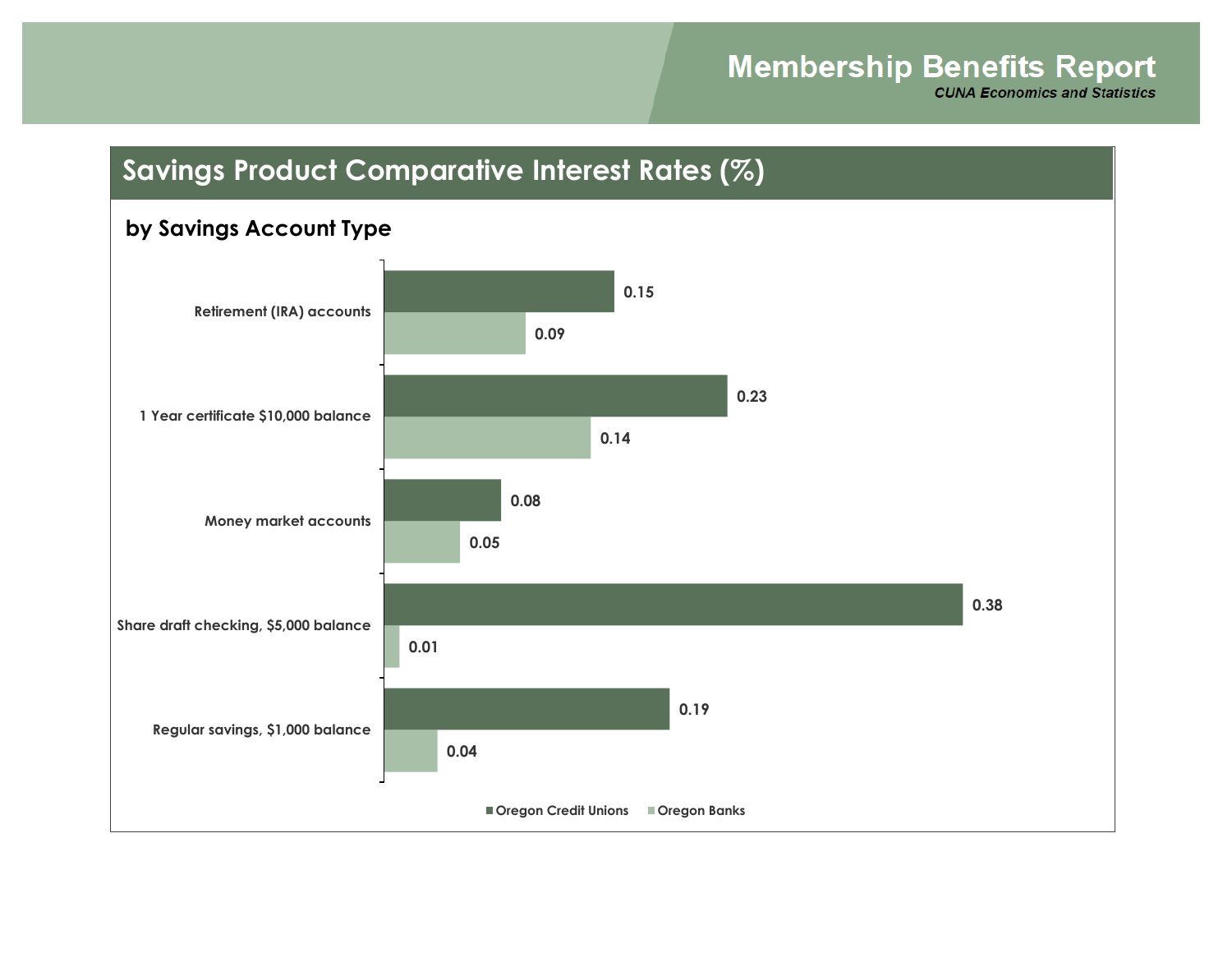## Savings Product Comparative Interest Rates (%)

### by Savings Account Type

| Savings Account Type | Oregon Credit Unions | Oregon Banks |
|---|---|---|
| Retirement (IRA) accounts | 0.15 | 0.09 |
| 1 Year certificate $10,000 balance | 0.23 | 0.14 |
| Money market accounts | 0.08 | 0.05 |
| Share draft checking, $5,000 balance | 0.38 | 0.01 |
| Regular savings, $1,000 balance | 0.19 | 0.04 |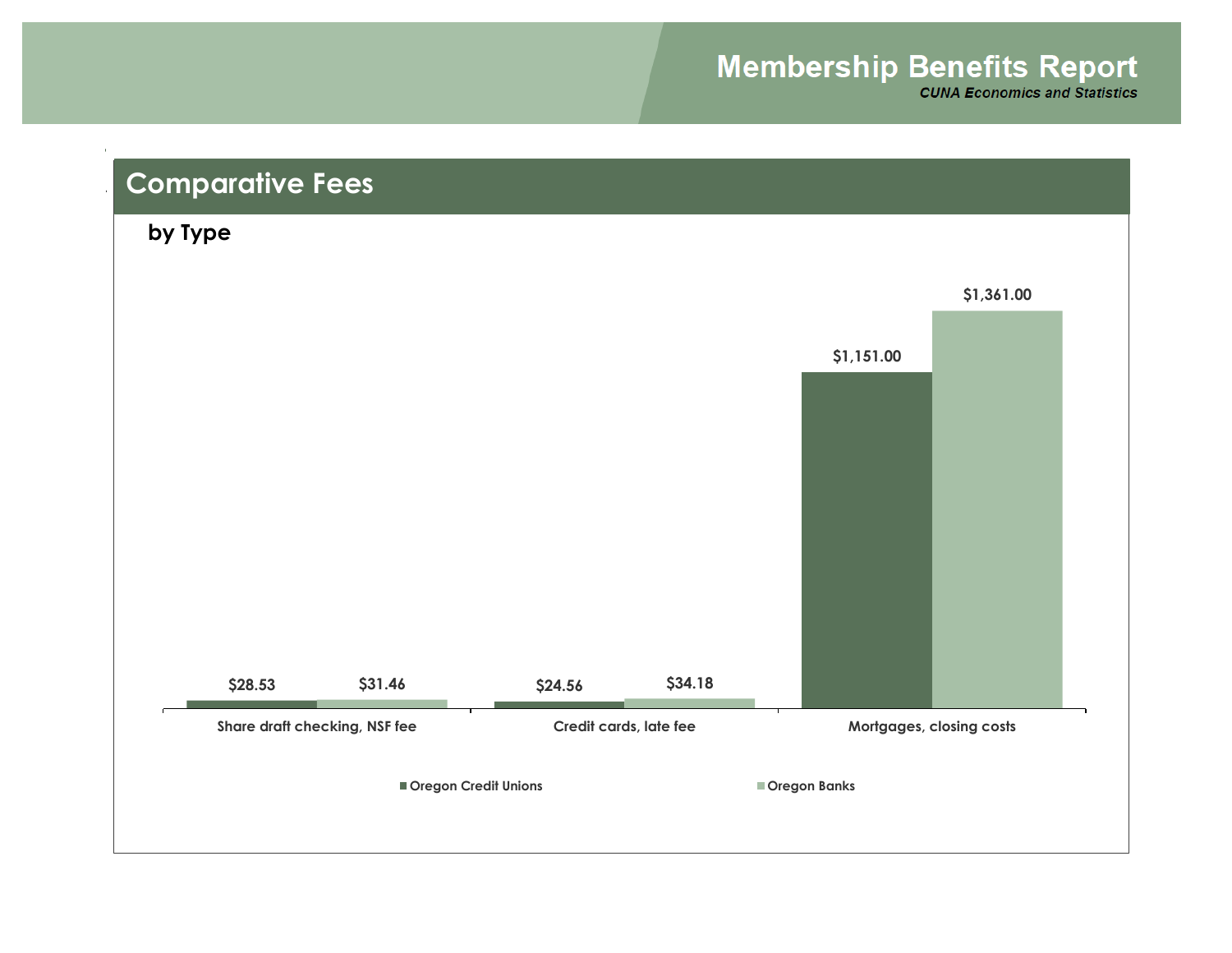## Comparative Fees

### by Type

| | Oregon Credit Unions | Oregon Banks |
|---|---|---|
| Share draft checking, NSF fee | $28.53 | $31.46 |
| Credit cards, late fee | $24.56 | $34.18 |
| Mortgages, closing costs | $1,151.00 | $1,361.00 |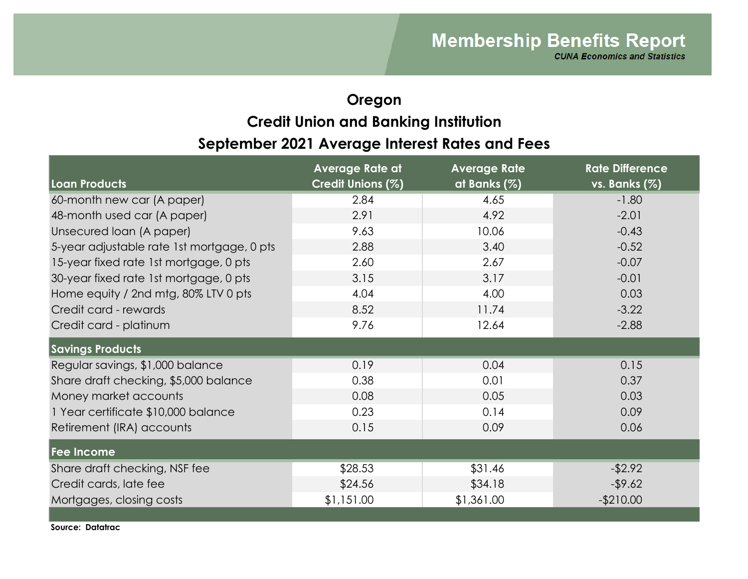# Membership Benefits Report

***CUNA Economics and Statistics***

## Oregon
## Credit Union and Banking Institution
## September 2021 Average Interest Rates and Fees

| Loan Products | Average Rate at Credit Unions (%) | Average Rate at Banks (%) | Rate Difference vs. Banks (%) |
|---|---|---|---|
| 60-month new car (A paper) | 2.84 | 4.65 | -1.80 |
| 48-month used car (A paper) | 2.91 | 4.92 | -2.01 |
| Unsecured loan (A paper) | 9.63 | 10.06 | -0.43 |
| 5-year adjustable rate 1st mortgage, 0 pts | 2.88 | 3.40 | -0.52 |
| 15-year fixed rate 1st mortgage, 0 pts | 2.60 | 2.67 | -0.07 |
| 30-year fixed rate 1st mortgage, 0 pts | 3.15 | 3.17 | -0.01 |
| Home equity / 2nd mtg, 80% LTV 0 pts | 4.04 | 4.00 | 0.03 |
| Credit card - rewards | 8.52 | 11.74 | -3.22 |
| Credit card - platinum | 9.76 | 12.64 | -2.88 |
| **Savings Products** | | | |
| Regular savings, $1,000 balance | 0.19 | 0.04 | 0.15 |
| Share draft checking, $5,000 balance | 0.38 | 0.01 | 0.37 |
| Money market accounts | 0.08 | 0.05 | 0.03 |
| 1 Year certificate $10,000 balance | 0.23 | 0.14 | 0.09 |
| Retirement (IRA) accounts | 0.15 | 0.09 | 0.06 |
| **Fee Income** | | | |
| Share draft checking, NSF fee | $28.53 | $31.46 | -$2.92 |
| Credit cards, late fee | $24.56 | $34.18 | -$9.62 |
| Mortgages, closing costs | $1,151.00 | $1,361.00 | -$210.00 |

**Source: Datatrac**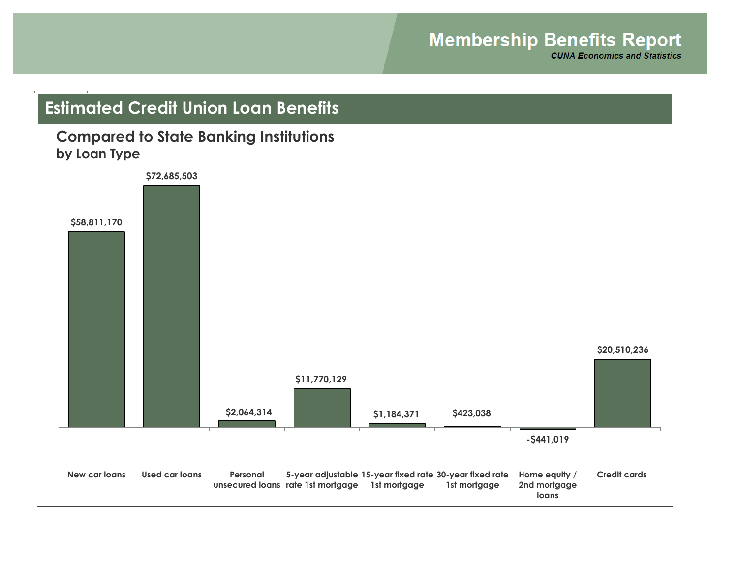# Membership Benefits Report

*CUNA Economics and Statistics*

## Estimated Credit Union Loan Benefits

### Compared to State Banking Institutions
**by Loan Type**

| Loan Type | Benefit |
|---|---|
| New car loans | $58,811,170 |
| Used car loans | $72,685,503 |
| Personal unsecured loans | $2,064,314 |
| 5-year adjustable rate 1st mortgage | $11,770,129 |
| 15-year fixed rate 1st mortgage | $1,184,371 |
| 30-year fixed rate 1st mortgage | $423,038 |
| Home equity / 2nd mortgage loans | -$441,019 |
| Credit cards | $20,510,236 |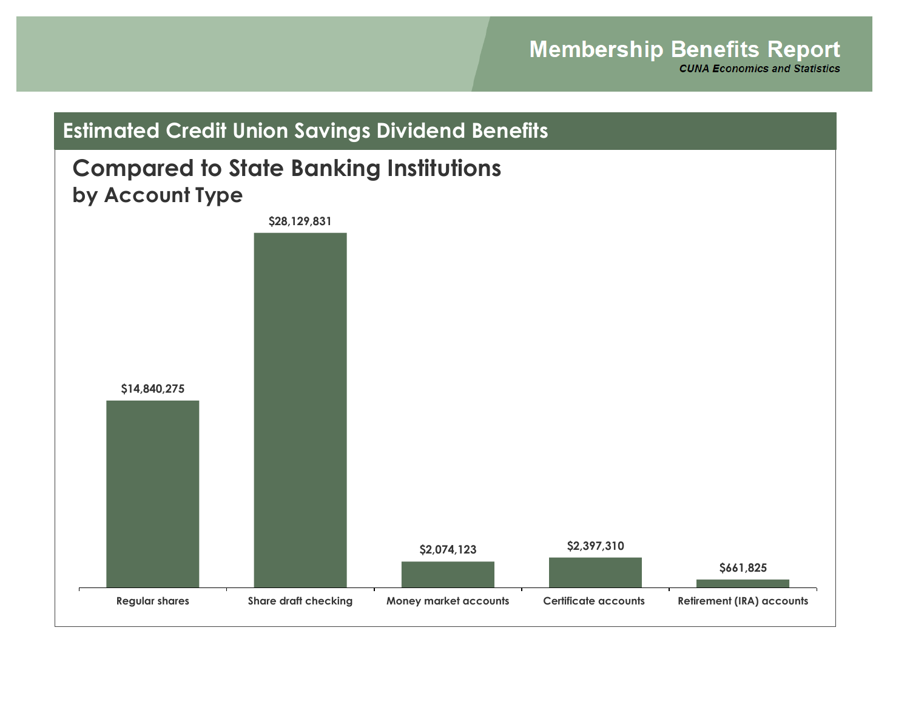## Estimated Credit Union Savings Dividend Benefits

### Compared to State Banking Institutions by Account Type

| Account Type | Benefit |
| --- | --- |
| Regular shares | $14,840,275 |
| Share draft checking | $28,129,831 |
| Money market accounts | $2,074,123 |
| Certificate accounts | $2,397,310 |
| Retirement (IRA) accounts | $661,825 |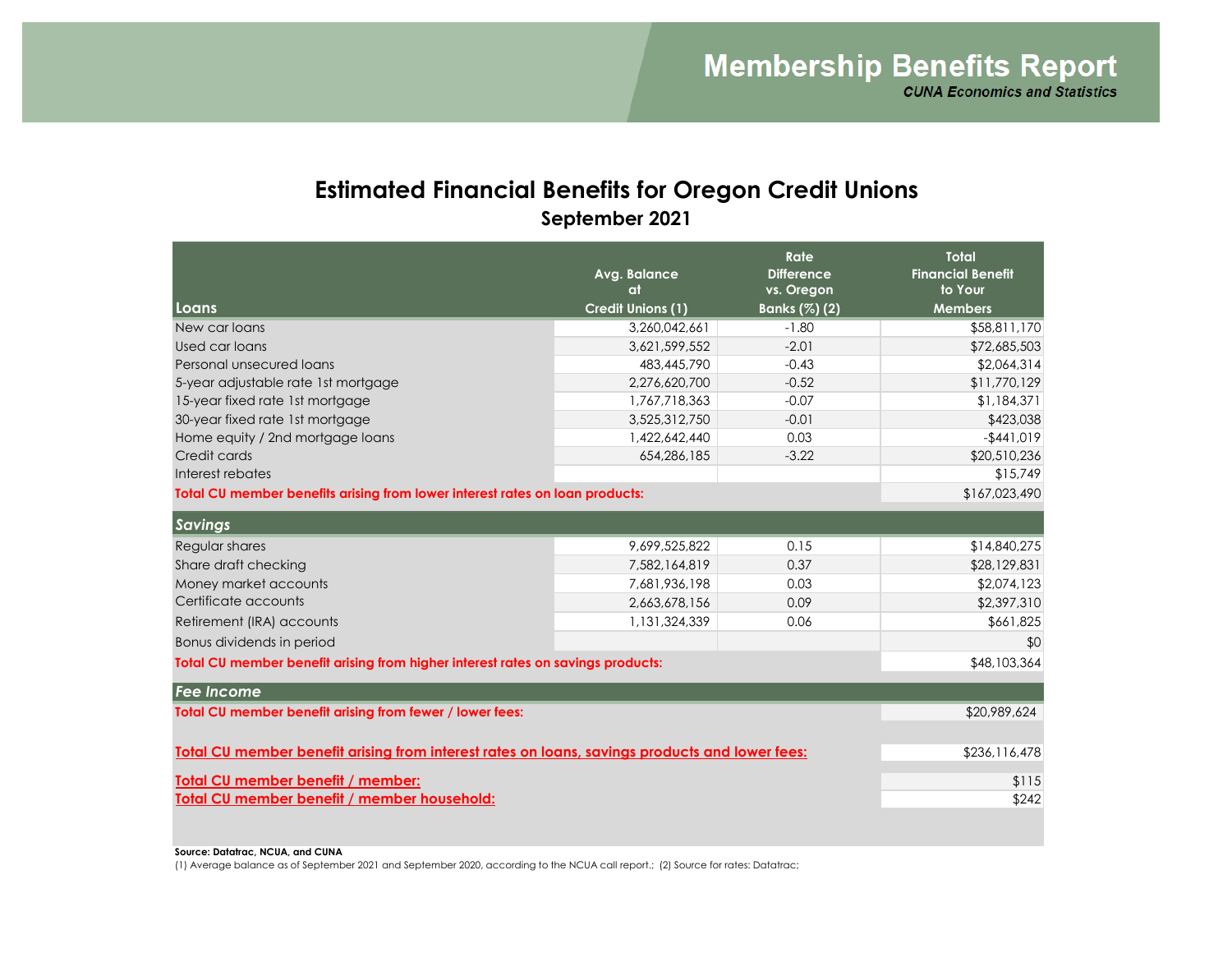# Membership Benefits Report

***CUNA Economics and Statistics***

## Estimated Financial Benefits for Oregon Credit Unions

### September 2021

| Loans | Avg. Balance at Credit Unions (1) | Rate Difference vs. Oregon Banks (%) (2) | Total Financial Benefit to Your Members |
|---|---|---|---|
| New car loans | 3,260,042,661 | -1.80 | $58,811,170 |
| Used car loans | 3,621,599,552 | -2.01 | $72,685,503 |
| Personal unsecured loans | 483,445,790 | -0.43 | $2,064,314 |
| 5-year adjustable rate 1st mortgage | 2,276,620,700 | -0.52 | $11,770,129 |
| 15-year fixed rate 1st mortgage | 1,767,718,363 | -0.07 | $1,184,371 |
| 30-year fixed rate 1st mortgage | 3,525,312,750 | -0.01 | $423,038 |
| Home equity / 2nd mortgage loans | 1,422,642,440 | 0.03 | -$441,019 |
| Credit cards | 654,286,185 | -3.22 | $20,510,236 |
| Interest rebates | | | $15,749 |
| **Total CU member benefits arising from lower interest rates on loan products:** | | | $167,023,490 |
| ***Savings*** | | | |
| Regular shares | 9,699,525,822 | 0.15 | $14,840,275 |
| Share draft checking | 7,582,164,819 | 0.37 | $28,129,831 |
| Money market accounts | 7,681,936,198 | 0.03 | $2,074,123 |
| Certificate accounts | 2,663,678,156 | 0.09 | $2,397,310 |
| Retirement (IRA) accounts | 1,131,324,339 | 0.06 | $661,825 |
| Bonus dividends in period | | | $0 |
| **Total CU member benefit arising from higher interest rates on savings products:** | | | $48,103,364 |
| ***Fee Income*** | | | |
| **Total CU member benefit arising from fewer / lower fees:** | | | $20,989,624 |
| **Total CU member benefit arising from interest rates on loans, savings products and lower fees:** | | | $236,116,478 |
| **Total CU member benefit / member:** | | | $115 |
| **Total CU member benefit / member household:** | | | $242 |

**Source: Datatrac, NCUA, and CUNA**

(1) Average balance as of September 2021 and September 2020, according to the NCUA call report.; (2) Source for rates: Datatrac;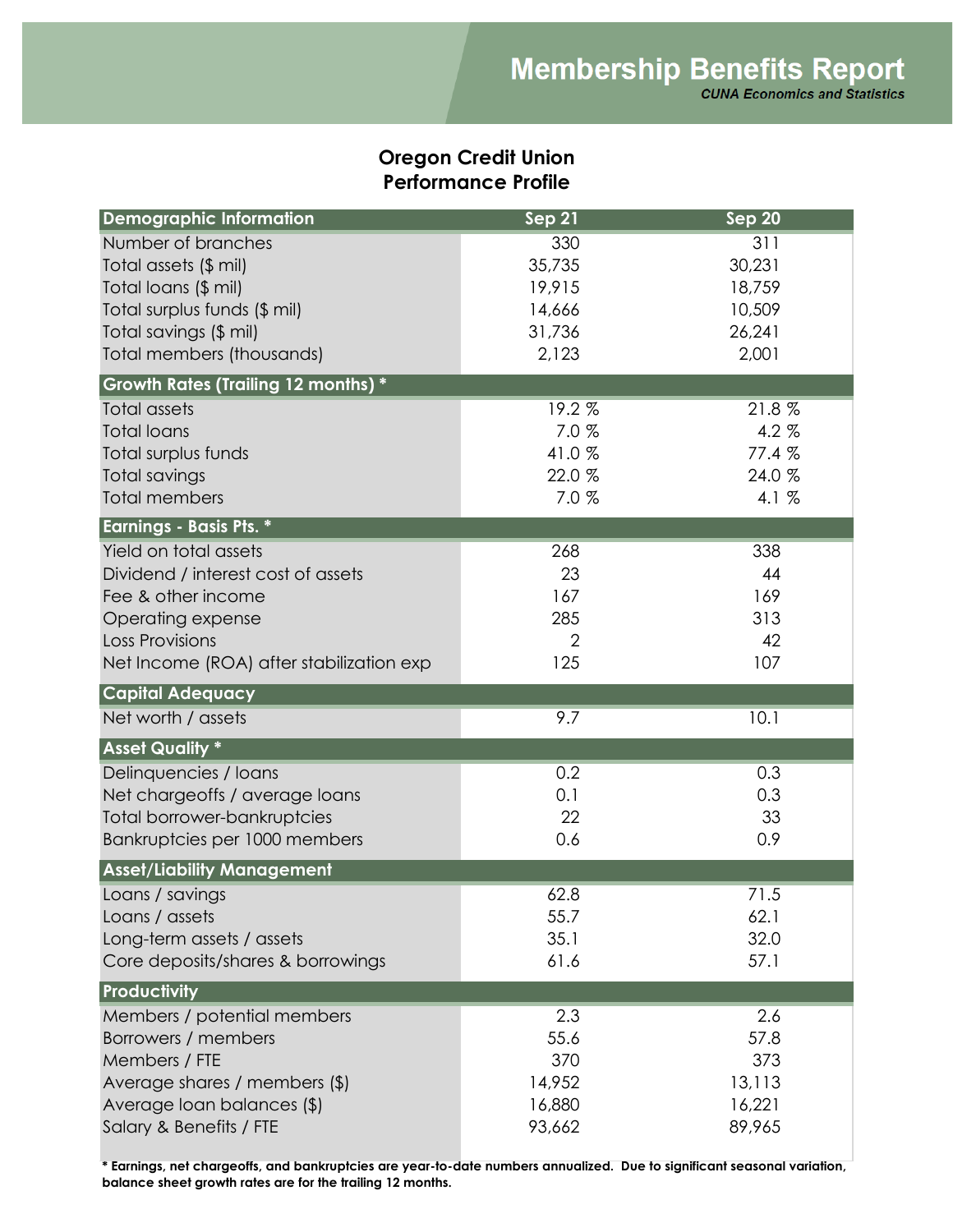# Membership Benefits Report

***CUNA Economics and Statistics***

## Oregon Credit Union
## Performance Profile

| Demographic Information | Sep 21 | Sep 20 |
|---|---|---|
| Number of branches | 330 | 311 |
| Total assets ($ mil) | 35,735 | 30,231 |
| Total loans ($ mil) | 19,915 | 18,759 |
| Total surplus funds ($ mil) | 14,666 | 10,509 |
| Total savings ($ mil) | 31,736 | 26,241 |
| Total members (thousands) | 2,123 | 2,001 |
| **Growth Rates (Trailing 12 months) *** | | |
| Total assets | 19.2 % | 21.8 % |
| Total loans | 7.0 % | 4.2 % |
| Total surplus funds | 41.0 % | 77.4 % |
| Total savings | 22.0 % | 24.0 % |
| Total members | 7.0 % | 4.1 % |
| **Earnings - Basis Pts. *** | | |
| Yield on total assets | 268 | 338 |
| Dividend / interest cost of assets | 23 | 44 |
| Fee & other income | 167 | 169 |
| Operating expense | 285 | 313 |
| Loss Provisions | 2 | 42 |
| Net Income (ROA) after stabilization exp | 125 | 107 |
| **Capital Adequacy** | | |
| Net worth / assets | 9.7 | 10.1 |
| **Asset Quality *** | | |
| Delinquencies / loans | 0.2 | 0.3 |
| Net chargeoffs / average loans | 0.1 | 0.3 |
| Total borrower-bankruptcies | 22 | 33 |
| Bankruptcies per 1000 members | 0.6 | 0.9 |
| **Asset/Liability Management** | | |
| Loans / savings | 62.8 | 71.5 |
| Loans / assets | 55.7 | 62.1 |
| Long-term assets / assets | 35.1 | 32.0 |
| Core deposits/shares & borrowings | 61.6 | 57.1 |
| **Productivity** | | |
| Members / potential members | 2.3 | 2.6 |
| Borrowers / members | 55.6 | 57.8 |
| Members / FTE | 370 | 373 |
| Average shares / members ($) | 14,952 | 13,113 |
| Average loan balances ($) | 16,880 | 16,221 |
| Salary & Benefits / FTE | 93,662 | 89,965 |

**\* Earnings, net chargeoffs, and bankruptcies are year-to-date numbers annualized. Due to significant seasonal variation, balance sheet growth rates are for the trailing 12 months.**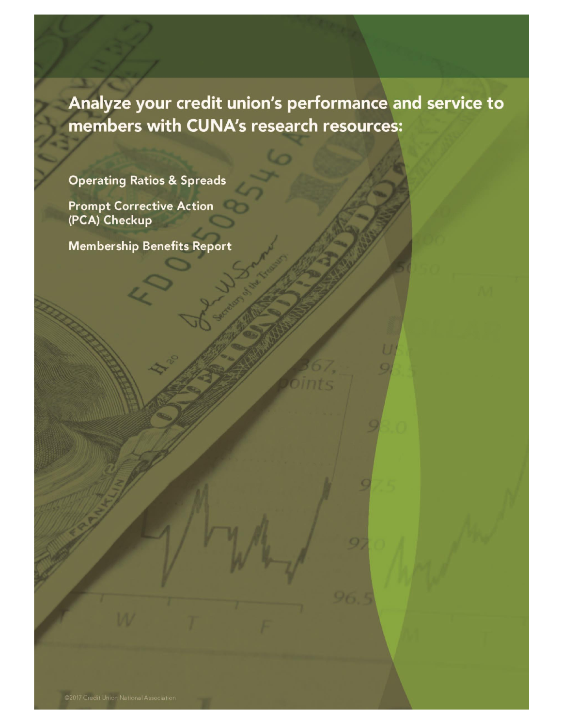## Analyze your credit union's performance and service to members with CUNA's research resources:

**Operating Ratios & Spreads**

**Prompt Corrective Action (PCA) Checkup**

**Membership Benefits Report**

©2017 Credit Union National Association